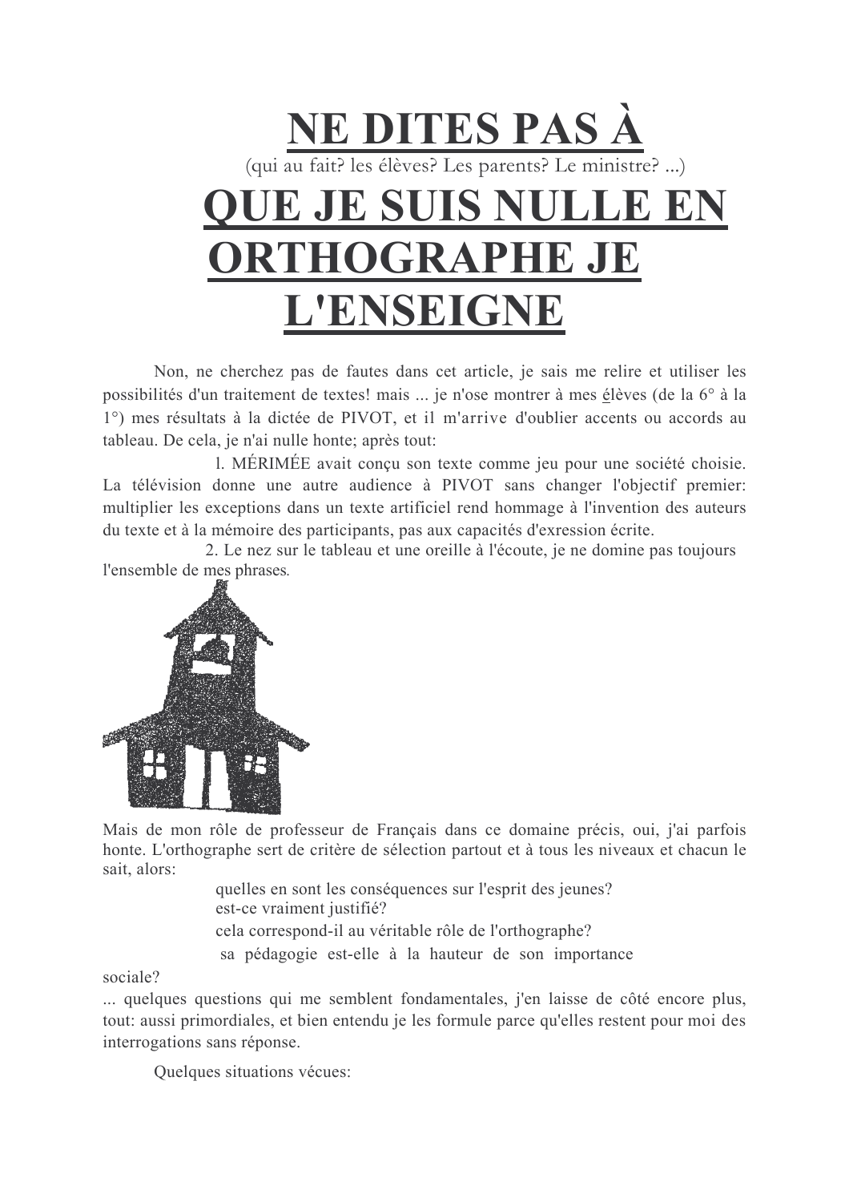# NE DITES PAS À

(qui au fait? les élèves? Les parents? Le ministre? ...)

# QUE JE SUIS NULLE EN ORTHOGRAPHE JE L'ENSEIGNE

Non, ne cherchez pas de fautes dans cet article, je sais me relire et utiliser les possibilités d'un traitement de textes! mais ... je n'ose montrer à mes élèves (de la 6° à la 1°) mes résultats à la dictée de PIVOT, et il m'arrive d'oublier accents ou accords au tableau. De cela, je n'ai nulle honte; après tout:

l. MÉRIMÉE avait conçu son texte comme jeu pour une société choisie. La télévision donne une autre audience à PIVOT sans changer l'objectif premier: multiplier les exceptions dans un texte artificiel rend hommage à l'invention des auteurs du texte et à la mémoire des participants, pas aux capacités d'exression écrite.

2. Le nez sur le tableau et une oreille à l'écoute, je ne domine pas toujours l'ensemble de mes phrases.

Mais de mon rôle de professeur de Français dans ce domaine précis, oui, j'ai parfois honte. L'orthographe sert de critère de sélection partout et à tous les niveaux et chacun le sait, alors:

quelles en sont les conséquences sur l'esprit des jeunes?
est-ce vraiment justifié?
cela correspond-il au véritable rôle de l'orthographe?
sa pédagogie est-elle à la hauteur de son importance sociale?

... quelques questions qui me semblent fondamentales, j'en laisse de côté encore plus, tout: aussi primordiales, et bien entendu je les formule parce qu'elles restent pour moi des interrogations sans réponse.

Quelques situations vécues: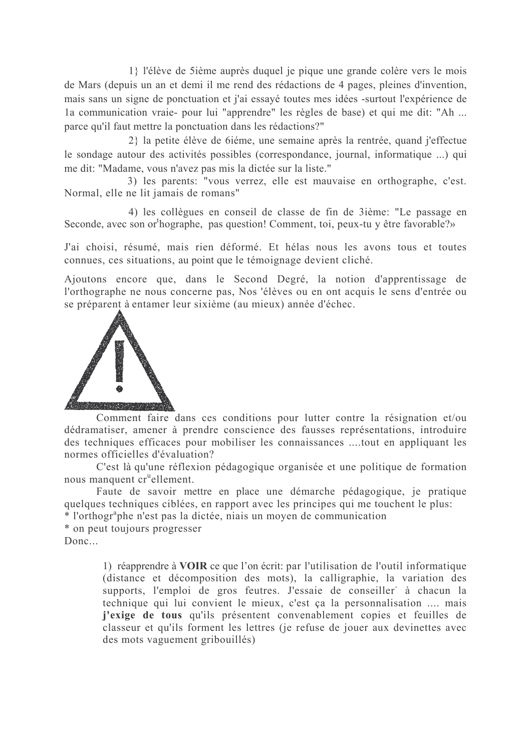1} l'élève de 5ième auprès duquel je pique une grande colère vers le mois de Mars (depuis un an et demi il me rend des rédactions de 4 pages, pleines d'invention, mais sans un signe de ponctuation et j'ai essayé toutes mes idées -surtout l'expérience de 1a communication vraie- pour lui "apprendre" les règles de base) et qui me dit: "Ah ... parce qu'il faut mettre la ponctuation dans les rédactions?"

2} la petite élève de 6iéme, une semaine après la rentrée, quand j'effectue le sondage autour des activités possibles (correspondance, journal, informatique ...) qui me dit: "Madame, vous n'avez pas mis la dictée sur la liste."

3) les parents: "vous verrez, elle est mauvaise en orthographe, c'est. Normal, elle ne lit jamais de romans"

4) les collègues en conseil de classe de fin de 3ième: "Le passage en Seconde, avec son or'hographe, pas question! Comment, toi, peux-tu y être favorable?»

J'ai choisi, résumé, mais rien déformé. Et hélas nous les avons tous et toutes connues, ces situations, au point que le témoignage devient cliché.

Ajoutons encore que, dans le Second Degré, la notion d'apprentissage de l'orthographe ne nous concerne pas, Nos 'élèves ou en ont acquis le sens d'entrée ou se préparent à entamer leur sixième (au mieux) année d'échec.

Comment faire dans ces conditions pour lutter contre la résignation et/ou dédramatiser, amener à prendre conscience des fausses représentations, introduire des techniques efficaces pour mobiliser les connaissances ....tout en appliquant les normes officielles d'évaluation?

C'est là qu'une réflexion pédagogique organisée et une politique de formation nous manquent cr<sup>u</sup>ellement.

Faute de savoir mettre en place une démarche pédagogique, je pratique quelques techniques ciblées, en rapport avec les principes qui me touchent le plus:

* l'orthogr<sup>a</sup>phe n'est pas la dictée, niais un moyen de communication
* on peut toujours progresser

Donc...

1) réapprendre à **VOIR** ce que l'on écrit: par l'utilisation de l'outil informatique (distance et décomposition des mots), la calligraphie, la variation des supports, l'emploi de gros feutres. J'essaie de conseiller à chacun la technique qui lui convient le mieux, c'est ça la personnalisation .... mais **j'exige de tous** qu'ils présentent convenablement copies et feuilles de classeur et qu'ils forment les lettres (je refuse de jouer aux devinettes avec des mots vaguement gribouillés)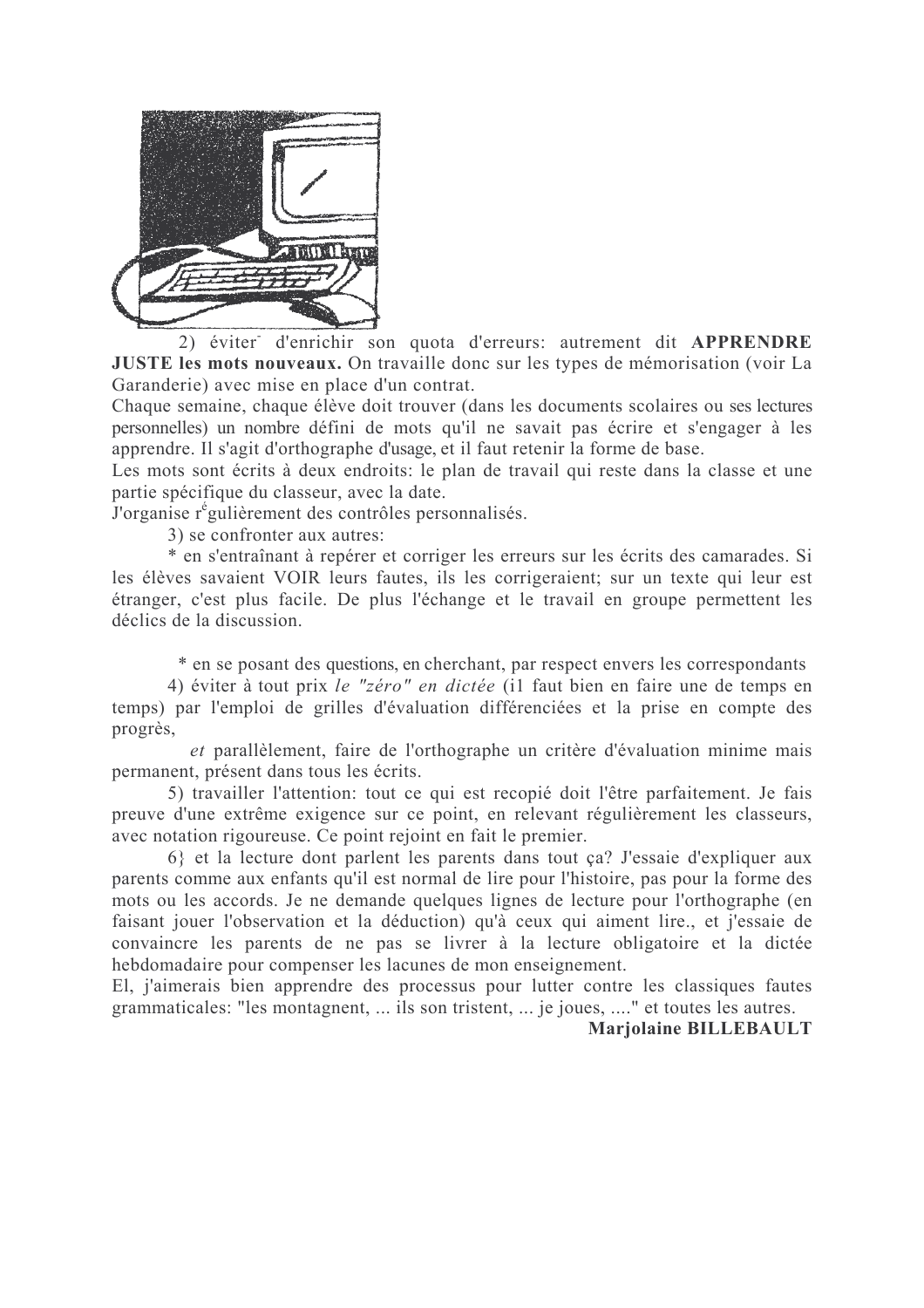2) éviter d'enrichir son quota d'erreurs: autrement dit **APPRENDRE JUSTE les mots nouveaux.** On travaille donc sur les types de mémorisation (voir La Garanderie) avec mise en place d'un contrat.

Chaque semaine, chaque élève doit trouver (dans les documents scolaires ou ses lectures personnelles) un nombre défini de mots qu'il ne savait pas écrire et s'engager à les apprendre. Il s'agit d'orthographe d'usage, et il faut retenir la forme de base.

Les mots sont écrits à deux endroits: le plan de travail qui reste dans la classe et une partie spécifique du classeur, avec la date.

J'organise régulièrement des contrôles personnalisés.

3) se confronter aux autres:

* en s'entraînant à repérer et corriger les erreurs sur les écrits des camarades. Si les élèves savaient VOIR leurs fautes, ils les corrigeraient; sur un texte qui leur est étranger, c'est plus facile. De plus l'échange et le travail en groupe permettent les déclics de la discussion.

* en se posant des questions, en cherchant, par respect envers les correspondants

4) éviter à tout prix *le "zéro" en dictée* (il faut bien en faire une de temps en temps) par l'emploi de grilles d'évaluation différenciées et la prise en compte des progrès,

*et* parallèlement, faire de l'orthographe un critère d'évaluation minime mais permanent, présent dans tous les écrits.

5) travailler l'attention: tout ce qui est recopié doit l'être parfaitement. Je fais preuve d'une extrême exigence sur ce point, en relevant régulièrement les classeurs, avec notation rigoureuse. Ce point rejoint en fait le premier.

6} et la lecture dont parlent les parents dans tout ça? J'essaie d'expliquer aux parents comme aux enfants qu'il est normal de lire pour l'histoire, pas pour la forme des mots ou les accords. Je ne demande quelques lignes de lecture pour l'orthographe (en faisant jouer l'observation et la déduction) qu'à ceux qui aiment lire., et j'essaie de convaincre les parents de ne pas se livrer à la lecture obligatoire et la dictée hebdomadaire pour compenser les lacunes de mon enseignement.

El, j'aimerais bien apprendre des processus pour lutter contre les classiques fautes grammaticales: "les montagnent, ... ils son tristent, ... je joues, ...." et toutes les autres.

**Marjolaine BILLEBAULT**